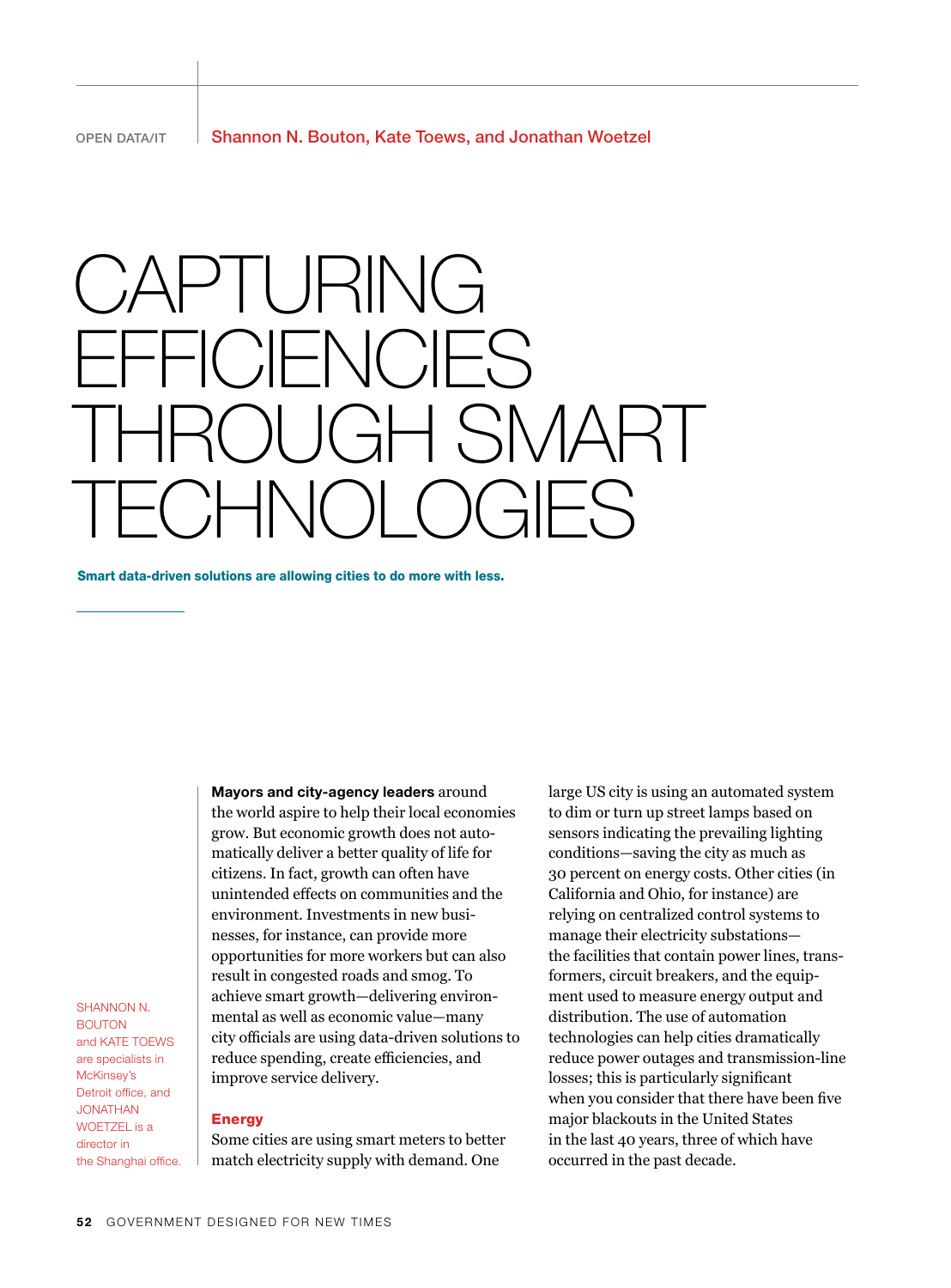OPEN DATA/IT

Shannon N. Bouton, Kate Toews, and Jonathan Woetzel

# CAPTURING EFFICIENCIES THROUGH SMART TECHNOLOGIES

**Smart data-driven solutions are allowing cities to do more with less.**

SHANNON N. BOUTON and KATE TOEWS are specialists in McKinsey's Detroit office, and JONATHAN WOETZEL is a director in the Shanghai office.

**Mayors and city-agency leaders** around the world aspire to help their local economies grow. But economic growth does not automatically deliver a better quality of life for citizens. In fact, growth can often have unintended effects on communities and the environment. Investments in new businesses, for instance, can provide more opportunities for more workers but can also result in congested roads and smog. To achieve smart growth—delivering environmental as well as economic value—many city officials are using data-driven solutions to reduce spending, create efficiencies, and improve service delivery.

## Energy

Some cities are using smart meters to better match electricity supply with demand. One large US city is using an automated system to dim or turn up street lamps based on sensors indicating the prevailing lighting conditions—saving the city as much as 30 percent on energy costs. Other cities (in California and Ohio, for instance) are relying on centralized control systems to manage their electricity substations—the facilities that contain power lines, transformers, circuit breakers, and the equipment used to measure energy output and distribution. The use of automation technologies can help cities dramatically reduce power outages and transmission-line losses; this is particularly significant when you consider that there have been five major blackouts in the United States in the last 40 years, three of which have occurred in the past decade.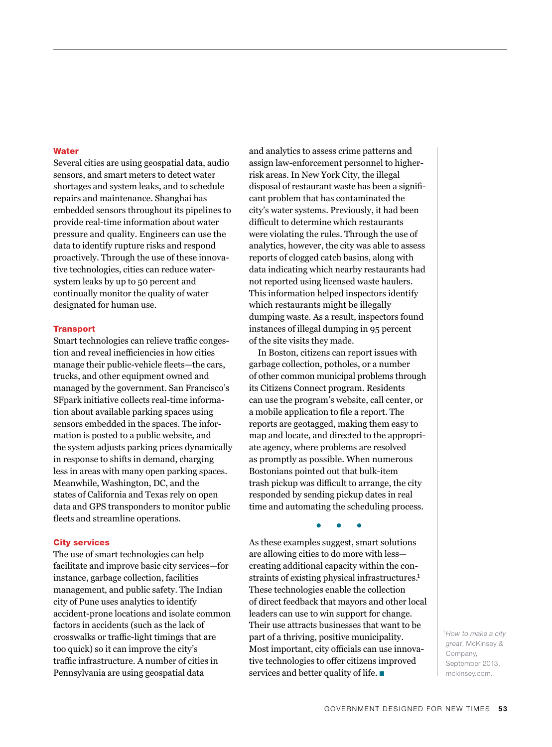### Water

Several cities are using geospatial data, audio sensors, and smart meters to detect water shortages and system leaks, and to schedule repairs and maintenance. Shanghai has embedded sensors throughout its pipelines to provide real-time information about water pressure and quality. Engineers can use the data to identify rupture risks and respond proactively. Through the use of these innovative technologies, cities can reduce water-system leaks by up to 50 percent and continually monitor the quality of water designated for human use.

### Transport

Smart technologies can relieve traffic congestion and reveal inefficiencies in how cities manage their public-vehicle fleets—the cars, trucks, and other equipment owned and managed by the government. San Francisco's SFpark initiative collects real-time information about available parking spaces using sensors embedded in the spaces. The information is posted to a public website, and the system adjusts parking prices dynamically in response to shifts in demand, charging less in areas with many open parking spaces. Meanwhile, Washington, DC, and the states of California and Texas rely on open data and GPS transponders to monitor public fleets and streamline operations.

### City services

The use of smart technologies can help facilitate and improve basic city services—for instance, garbage collection, facilities management, and public safety. The Indian city of Pune uses analytics to identify accident-prone locations and isolate common factors in accidents (such as the lack of crosswalks or traffic-light timings that are too quick) so it can improve the city's traffic infrastructure. A number of cities in Pennsylvania are using geospatial data and analytics to assess crime patterns and assign law-enforcement personnel to higher-risk areas. In New York City, the illegal disposal of restaurant waste has been a significant problem that has contaminated the city's water systems. Previously, it had been difficult to determine which restaurants were violating the rules. Through the use of analytics, however, the city was able to assess reports of clogged catch basins, along with data indicating which nearby restaurants had not reported using licensed waste haulers. This information helped inspectors identify which restaurants might be illegally dumping waste. As a result, inspectors found instances of illegal dumping in 95 percent of the site visits they made.

In Boston, citizens can report issues with garbage collection, potholes, or a number of other common municipal problems through its Citizens Connect program. Residents can use the program's website, call center, or a mobile application to file a report. The reports are geotagged, making them easy to map and locate, and directed to the appropriate agency, where problems are resolved as promptly as possible. When numerous Bostonians pointed out that bulk-item trash pickup was difficult to arrange, the city responded by sending pickup dates in real time and automating the scheduling process.

• • •

As these examples suggest, smart solutions are allowing cities to do more with less—creating additional capacity within the constraints of existing physical infrastructures.[1] These technologies enable the collection of direct feedback that mayors and other local leaders can use to win support for change. Their use attracts businesses that want to be part of a thriving, positive municipality. Most important, city officials can use innovative technologies to offer citizens improved services and better quality of life. ■

[1] *How to make a city great*, McKinsey & Company, September 2013, mckinsey.com.